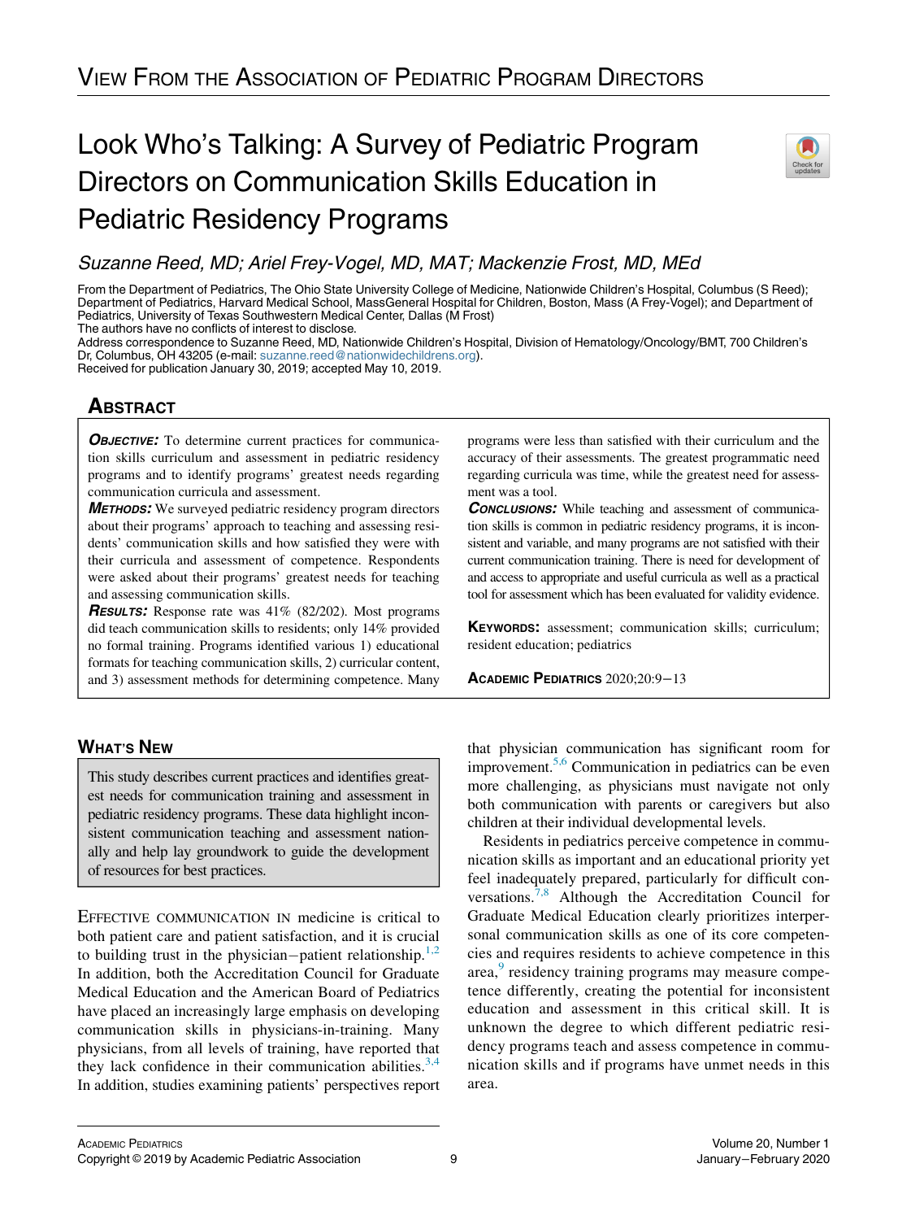# View From the Association of Pediatric Program Directors

# Look Who's Talking: A Survey of Pediatric Program Directors on Communication Skills Education in Pediatric Residency Programs

*Suzanne Reed, MD; Ariel Frey-Vogel, MD, MAT; Mackenzie Frost, MD, MEd*

From the Department of Pediatrics, The Ohio State University College of Medicine, Nationwide Children's Hospital, Columbus (S Reed); Department of Pediatrics, Harvard Medical School, MassGeneral Hospital for Children, Boston, Mass (A Frey-Vogel); and Department of Pediatrics, University of Texas Southwestern Medical Center, Dallas (M Frost)

The authors have no conflicts of interest to disclose.

Address correspondence to Suzanne Reed, MD, Nationwide Children's Hospital, Division of Hematology/Oncology/BMT, 700 Children's Dr, Columbus, OH 43205 (e-mail: suzanne.reed@nationwidechildrens.org).

Received for publication January 30, 2019; accepted May 10, 2019.

## Abstract

***Objective:*** To determine current practices for communication skills curriculum and assessment in pediatric residency programs and to identify programs' greatest needs regarding communication curricula and assessment.

***Methods:*** We surveyed pediatric residency program directors about their programs' approach to teaching and assessing residents' communication skills and how satisfied they were with their curricula and assessment of competence. Respondents were asked about their programs' greatest needs for teaching and assessing communication skills.

***Results:*** Response rate was 41% (82/202). Most programs did teach communication skills to residents; only 14% provided no formal training. Programs identified various 1) educational formats for teaching communication skills, 2) curricular content, and 3) assessment methods for determining competence. Many programs were less than satisfied with their curriculum and the accuracy of their assessments. The greatest programmatic need regarding curricula was time, while the greatest need for assessment was a tool.

***Conclusions:*** While teaching and assessment of communication skills is common in pediatric residency programs, it is inconsistent and variable, and many programs are not satisfied with their current communication training. There is need for development of and access to appropriate and useful curricula as well as a practical tool for assessment which has been evaluated for validity evidence.

**Keywords:** assessment; communication skills; curriculum; resident education; pediatrics

**Academic Pediatrics** 2020;20:9−13

## What's New

This study describes current practices and identifies greatest needs for communication training and assessment in pediatric residency programs. These data highlight inconsistent communication teaching and assessment nationally and help lay groundwork to guide the development of resources for best practices.

Effective communication in medicine is critical to both patient care and patient satisfaction, and it is crucial to building trust in the physician−patient relationship.[1,2] In addition, both the Accreditation Council for Graduate Medical Education and the American Board of Pediatrics have placed an increasingly large emphasis on developing communication skills in physicians-in-training. Many physicians, from all levels of training, have reported that they lack confidence in their communication abilities.[3,4] In addition, studies examining patients' perspectives report that physician communication has significant room for improvement.[5,6] Communication in pediatrics can be even more challenging, as physicians must navigate not only both communication with parents or caregivers but also children at their individual developmental levels.

Residents in pediatrics perceive competence in communication skills as important and an educational priority yet feel inadequately prepared, particularly for difficult conversations.[7,8] Although the Accreditation Council for Graduate Medical Education clearly prioritizes interpersonal communication skills as one of its core competencies and requires residents to achieve competence in this area,[9] residency training programs may measure competence differently, creating the potential for inconsistent education and assessment in this critical skill. It is unknown the degree to which different pediatric residency programs teach and assess competence in communication skills and if programs have unmet needs in this area.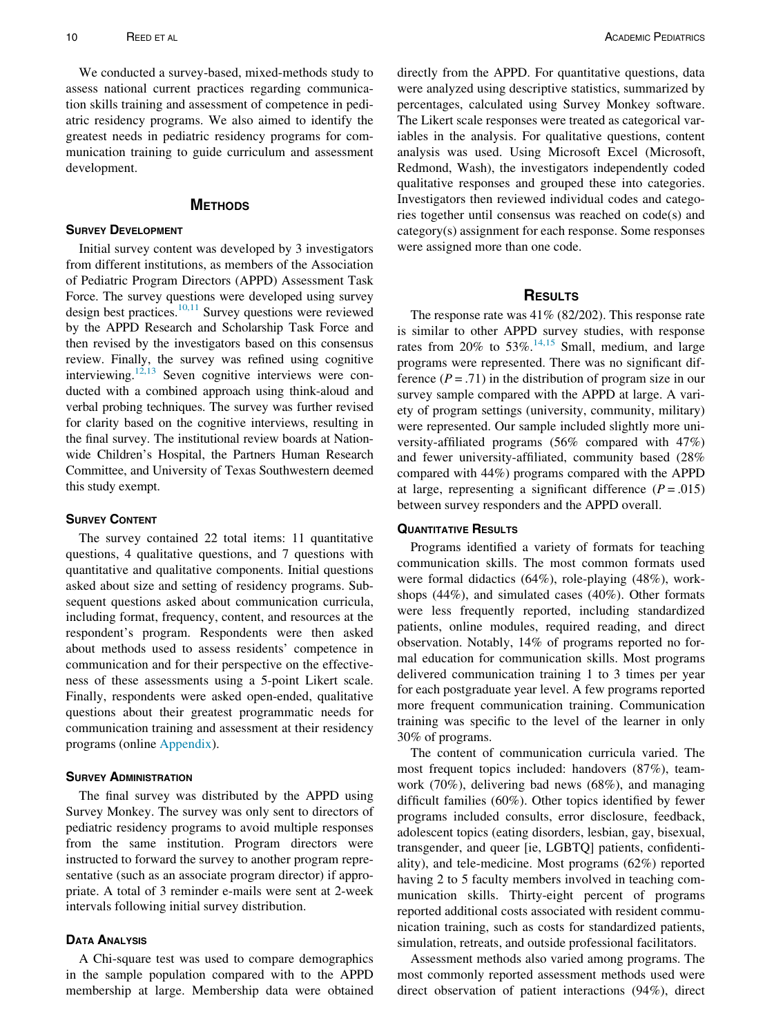We conducted a survey-based, mixed-methods study to assess national current practices regarding communication skills training and assessment of competence in pediatric residency programs. We also aimed to identify the greatest needs in pediatric residency programs for communication training to guide curriculum and assessment development.

## Methods

### Survey Development

Initial survey content was developed by 3 investigators from different institutions, as members of the Association of Pediatric Program Directors (APPD) Assessment Task Force. The survey questions were developed using survey design best practices.[10,11] Survey questions were reviewed by the APPD Research and Scholarship Task Force and then revised by the investigators based on this consensus review. Finally, the survey was refined using cognitive interviewing.[12,13] Seven cognitive interviews were conducted with a combined approach using think-aloud and verbal probing techniques. The survey was further revised for clarity based on the cognitive interviews, resulting in the final survey. The institutional review boards at Nationwide Children's Hospital, the Partners Human Research Committee, and University of Texas Southwestern deemed this study exempt.

### Survey Content

The survey contained 22 total items: 11 quantitative questions, 4 qualitative questions, and 7 questions with quantitative and qualitative components. Initial questions asked about size and setting of residency programs. Subsequent questions asked about communication curricula, including format, frequency, content, and resources at the respondent's program. Respondents were then asked about methods used to assess residents' competence in communication and for their perspective on the effectiveness of these assessments using a 5-point Likert scale. Finally, respondents were asked open-ended, qualitative questions about their greatest programmatic needs for communication training and assessment at their residency programs (online Appendix).

### Survey Administration

The final survey was distributed by the APPD using Survey Monkey. The survey was only sent to directors of pediatric residency programs to avoid multiple responses from the same institution. Program directors were instructed to forward the survey to another program representative (such as an associate program director) if appropriate. A total of 3 reminder e-mails were sent at 2-week intervals following initial survey distribution.

### Data Analysis

A Chi-square test was used to compare demographics in the sample population compared with to the APPD membership at large. Membership data were obtained directly from the APPD. For quantitative questions, data were analyzed using descriptive statistics, summarized by percentages, calculated using Survey Monkey software. The Likert scale responses were treated as categorical variables in the analysis. For qualitative questions, content analysis was used. Using Microsoft Excel (Microsoft, Redmond, Wash), the investigators independently coded qualitative responses and grouped these into categories. Investigators then reviewed individual codes and categories together until consensus was reached on code(s) and category(s) assignment for each response. Some responses were assigned more than one code.

## Results

The response rate was 41% (82/202). This response rate is similar to other APPD survey studies, with response rates from 20% to 53%.[14,15] Small, medium, and large programs were represented. There was no significant difference ($P = .71$) in the distribution of program size in our survey sample compared with the APPD at large. A variety of program settings (university, community, military) were represented. Our sample included slightly more university-affiliated programs (56% compared with 47%) and fewer university-affiliated, community based (28% compared with 44%) programs compared with the APPD at large, representing a significant difference ($P = .015$) between survey responders and the APPD overall.

### Quantitative Results

Programs identified a variety of formats for teaching communication skills. The most common formats used were formal didactics (64%), role-playing (48%), workshops (44%), and simulated cases (40%). Other formats were less frequently reported, including standardized patients, online modules, required reading, and direct observation. Notably, 14% of programs reported no formal education for communication skills. Most programs delivered communication training 1 to 3 times per year for each postgraduate year level. A few programs reported more frequent communication training. Communication training was specific to the level of the learner in only 30% of programs.

The content of communication curricula varied. The most frequent topics included: handovers (87%), teamwork (70%), delivering bad news (68%), and managing difficult families (60%). Other topics identified by fewer programs included consults, error disclosure, feedback, adolescent topics (eating disorders, lesbian, gay, bisexual, transgender, and queer [ie, LGBTQ] patients, confidentiality), and tele-medicine. Most programs (62%) reported having 2 to 5 faculty members involved in teaching communication skills. Thirty-eight percent of programs reported additional costs associated with resident communication training, such as costs for standardized patients, simulation, retreats, and outside professional facilitators.

Assessment methods also varied among programs. The most commonly reported assessment methods used were direct observation of patient interactions (94%), direct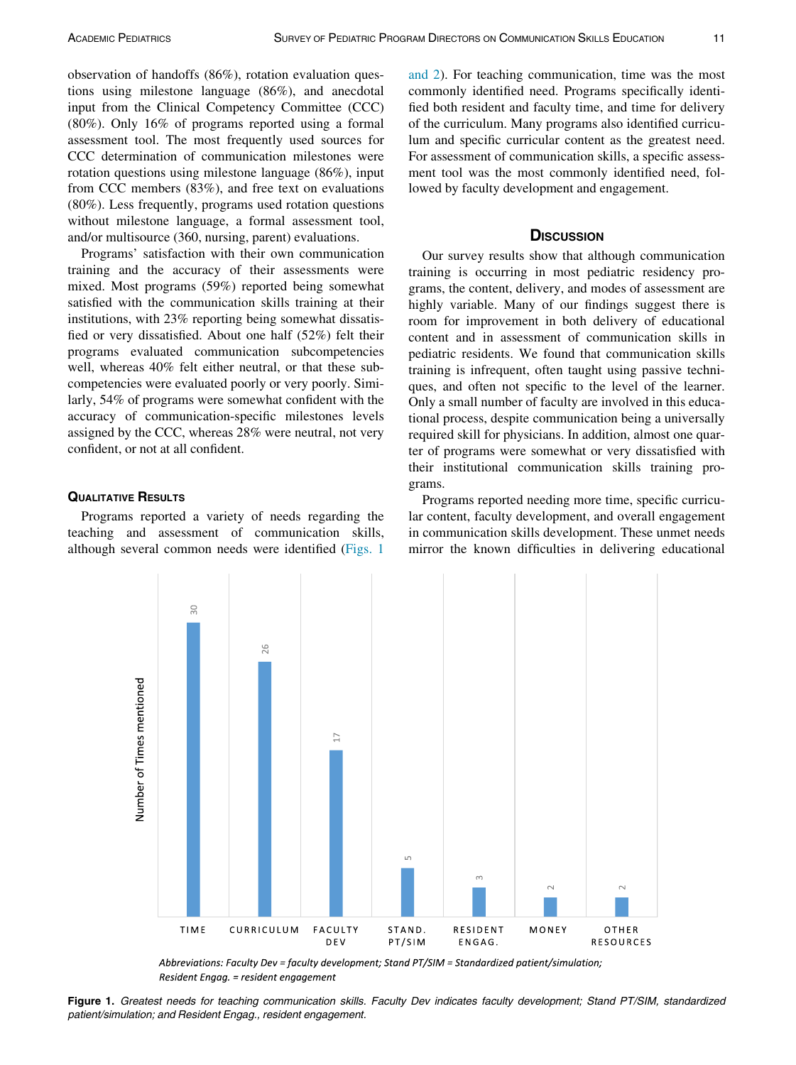observation of handoffs (86%), rotation evaluation questions using milestone language (86%), and anecdotal input from the Clinical Competency Committee (CCC) (80%). Only 16% of programs reported using a formal assessment tool. The most frequently used sources for CCC determination of communication milestones were rotation questions using milestone language (86%), input from CCC members (83%), and free text on evaluations (80%). Less frequently, programs used rotation questions without milestone language, a formal assessment tool, and/or multisource (360, nursing, parent) evaluations.

Programs' satisfaction with their own communication training and the accuracy of their assessments were mixed. Most programs (59%) reported being somewhat satisfied with the communication skills training at their institutions, with 23% reporting being somewhat dissatisfied or very dissatisfied. About one half (52%) felt their programs evaluated communication subcompetencies well, whereas 40% felt either neutral, or that these subcompetencies were evaluated poorly or very poorly. Similarly, 54% of programs were somewhat confident with the accuracy of communication-specific milestones levels assigned by the CCC, whereas 28% were neutral, not very confident, or not at all confident.

## Qualitative Results

Programs reported a variety of needs regarding the teaching and assessment of communication skills, although several common needs were identified (Figs. 1 and 2). For teaching communication, time was the most commonly identified need. Programs specifically identified both resident and faculty time, and time for delivery of the curriculum. Many programs also identified curriculum and specific curricular content as the greatest need. For assessment of communication skills, a specific assessment tool was the most commonly identified need, followed by faculty development and engagement.

## Discussion

Our survey results show that although communication training is occurring in most pediatric residency programs, the content, delivery, and modes of assessment are highly variable. Many of our findings suggest there is room for improvement in both delivery of educational content and in assessment of communication skills in pediatric residents. We found that communication skills training is infrequent, often taught using passive techniques, and often not specific to the level of the learner. Only a small number of faculty are involved in this educational process, despite communication being a universally required skill for physicians. In addition, almost one quarter of programs were somewhat or very dissatisfied with their institutional communication skills training programs.

Programs reported needing more time, specific curricular content, faculty development, and overall engagement in communication skills development. These unmet needs mirror the known difficulties in delivering educational

Number of Times mentioned

30
26
17
5
3
2
2

TIME
CURRICULUM
FACULTY DEV
STAND. PT/SIM
RESIDENT ENGAG.
MONEY
OTHER RESOURCES

*Abbreviations: Faculty Dev = faculty development; Stand PT/SIM = Standardized patient/simulation; Resident Engag. = resident engagement*

**Figure 1.** *Greatest needs for teaching communication skills. Faculty Dev indicates faculty development; Stand PT/SIM, standardized patient/simulation; and Resident Engag., resident engagement.*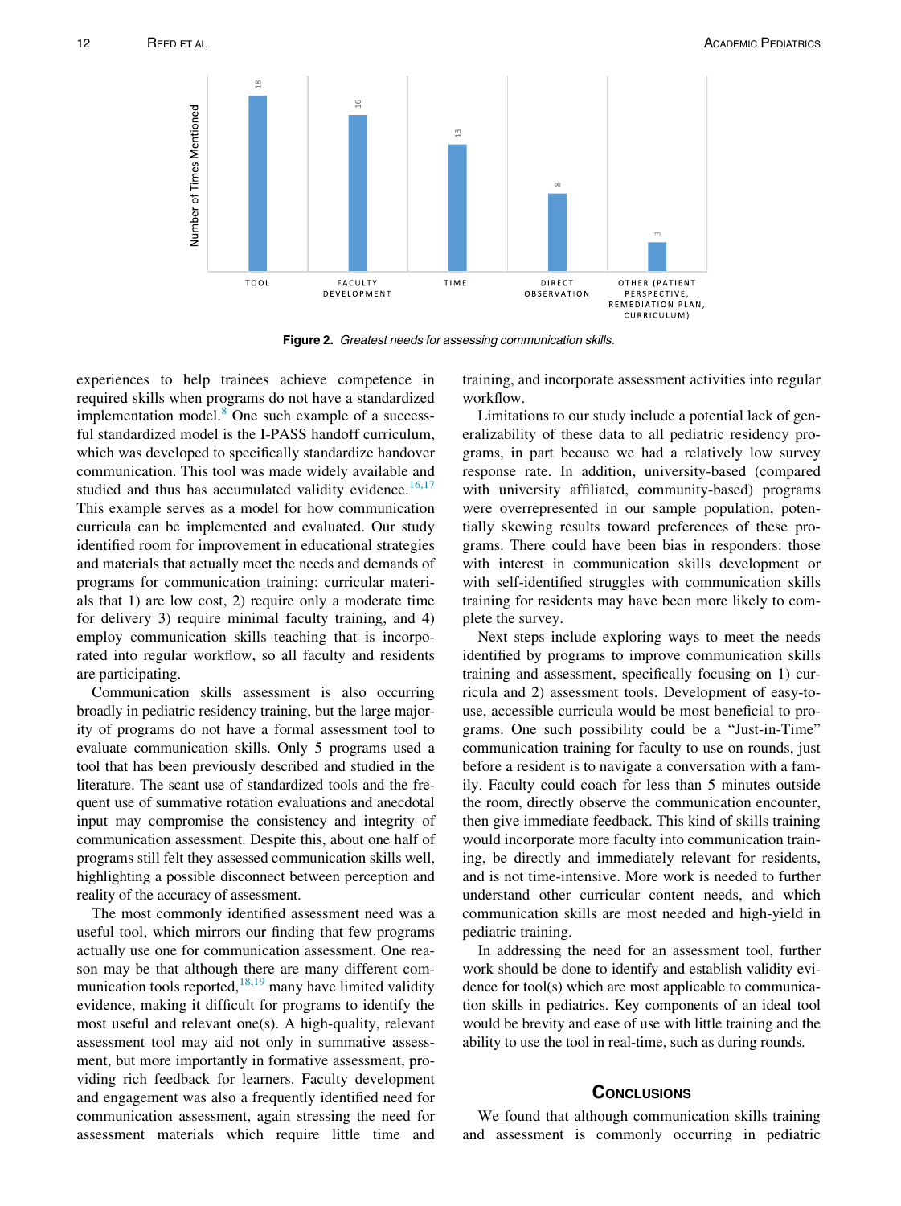Number of Times Mentioned

18
TOOL

16
FACULTY DEVELOPMENT

13
TIME

8
DIRECT OBSERVATION

3
OTHER (PATIENT PERSPECTIVE, REMEDIATION PLAN, CURRICULUM)

**Figure 2.** *Greatest needs for assessing communication skills.*

experiences to help trainees achieve competence in required skills when programs do not have a standardized implementation model.[8] One such example of a successful standardized model is the I-PASS handoff curriculum, which was developed to specifically standardize handover communication. This tool was made widely available and studied and thus has accumulated validity evidence.[16,17] This example serves as a model for how communication curricula can be implemented and evaluated. Our study identified room for improvement in educational strategies and materials that actually meet the needs and demands of programs for communication training: curricular materials that 1) are low cost, 2) require only a moderate time for delivery 3) require minimal faculty training, and 4) employ communication skills teaching that is incorporated into regular workflow, so all faculty and residents are participating.

Communication skills assessment is also occurring broadly in pediatric residency training, but the large majority of programs do not have a formal assessment tool to evaluate communication skills. Only 5 programs used a tool that has been previously described and studied in the literature. The scant use of standardized tools and the frequent use of summative rotation evaluations and anecdotal input may compromise the consistency and integrity of communication assessment. Despite this, about one half of programs still felt they assessed communication skills well, highlighting a possible disconnect between perception and reality of the accuracy of assessment.

The most commonly identified assessment need was a useful tool, which mirrors our finding that few programs actually use one for communication assessment. One reason may be that although there are many different communication tools reported,[18,19] many have limited validity evidence, making it difficult for programs to identify the most useful and relevant one(s). A high-quality, relevant assessment tool may aid not only in summative assessment, but more importantly in formative assessment, providing rich feedback for learners. Faculty development and engagement was also a frequently identified need for communication assessment, again stressing the need for assessment materials which require little time and training, and incorporate assessment activities into regular workflow.

Limitations to our study include a potential lack of generalizability of these data to all pediatric residency programs, in part because we had a relatively low survey response rate. In addition, university-based (compared with university affiliated, community-based) programs were overrepresented in our sample population, potentially skewing results toward preferences of these programs. There could have been bias in responders: those with interest in communication skills development or with self-identified struggles with communication skills training for residents may have been more likely to complete the survey.

Next steps include exploring ways to meet the needs identified by programs to improve communication skills training and assessment, specifically focusing on 1) curricula and 2) assessment tools. Development of easy-to-use, accessible curricula would be most beneficial to programs. One such possibility could be a "Just-in-Time" communication training for faculty to use on rounds, just before a resident is to navigate a conversation with a family. Faculty could coach for less than 5 minutes outside the room, directly observe the communication encounter, then give immediate feedback. This kind of skills training would incorporate more faculty into communication training, be directly and immediately relevant for residents, and is not time-intensive. More work is needed to further understand other curricular content needs, and which communication skills are most needed and high-yield in pediatric training.

In addressing the need for an assessment tool, further work should be done to identify and establish validity evidence for tool(s) which are most applicable to communication skills in pediatrics. Key components of an ideal tool would be brevity and ease of use with little training and the ability to use the tool in real-time, such as during rounds.

## Conclusions

We found that although communication skills training and assessment is commonly occurring in pediatric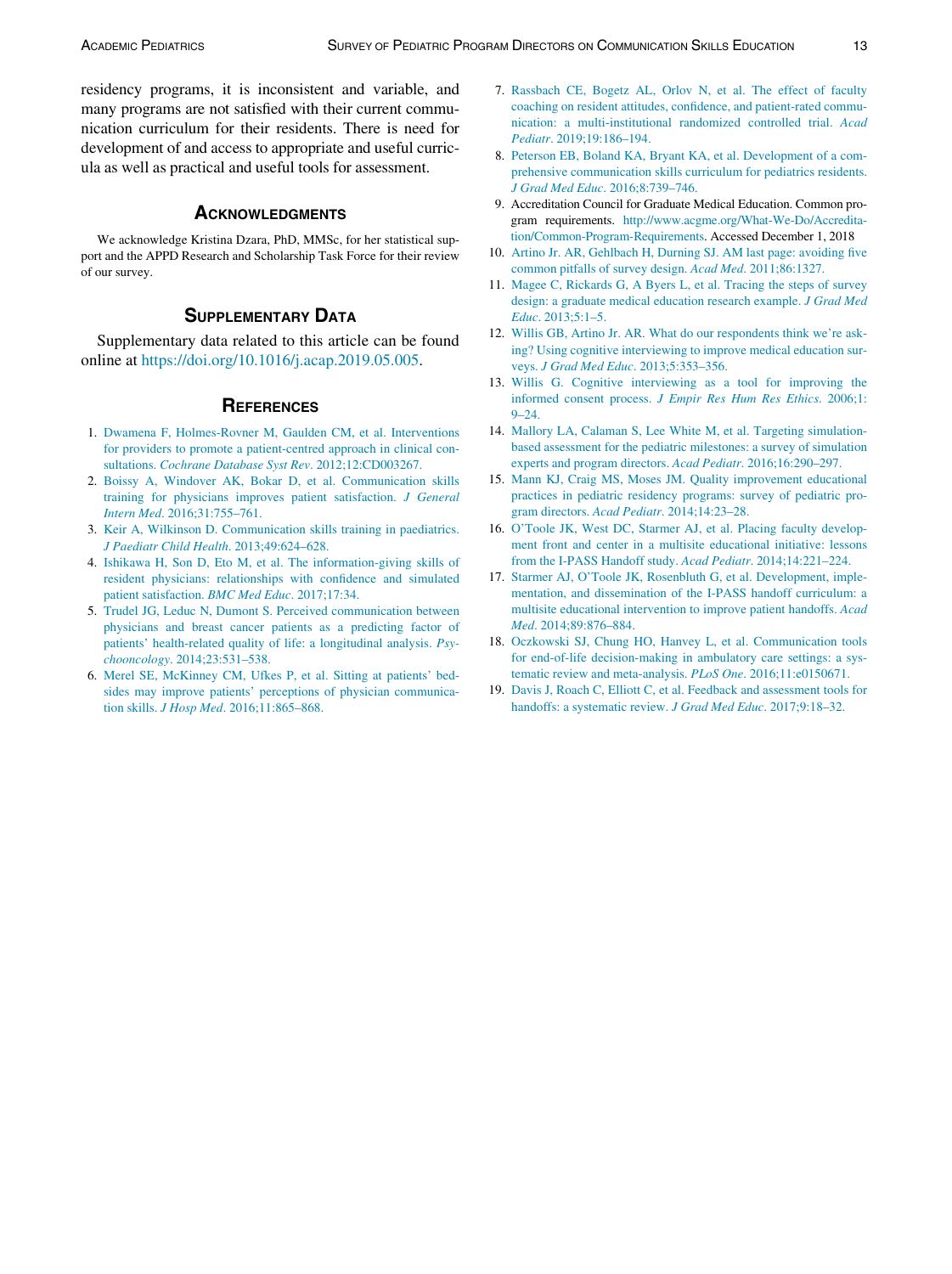residency programs, it is inconsistent and variable, and many programs are not satisfied with their current communication curriculum for their residents. There is need for development of and access to appropriate and useful curricula as well as practical and useful tools for assessment.

## Acknowledgments

We acknowledge Kristina Dzara, PhD, MMSc, for her statistical support and the APPD Research and Scholarship Task Force for their review of our survey.

## Supplementary Data

Supplementary data related to this article can be found online at https://doi.org/10.1016/j.acap.2019.05.005.

## References

1. Dwamena F, Holmes-Rovner M, Gaulden CM, et al. Interventions for providers to promote a patient-centred approach in clinical consultations. *Cochrane Database Syst Rev*. 2012;12:CD003267.
2. Boissy A, Windover AK, Bokar D, et al. Communication skills training for physicians improves patient satisfaction. *J General Intern Med*. 2016;31:755–761.
3. Keir A, Wilkinson D. Communication skills training in paediatrics. *J Paediatr Child Health*. 2013;49:624–628.
4. Ishikawa H, Son D, Eto M, et al. The information-giving skills of resident physicians: relationships with confidence and simulated patient satisfaction. *BMC Med Educ*. 2017;17:34.
5. Trudel JG, Leduc N, Dumont S. Perceived communication between physicians and breast cancer patients as a predicting factor of patients' health-related quality of life: a longitudinal analysis. *Psychooncology*. 2014;23:531–538.
6. Merel SE, McKinney CM, Ufkes P, et al. Sitting at patients' bedsides may improve patients' perceptions of physician communication skills. *J Hosp Med*. 2016;11:865–868.
7. Rassbach CE, Bogetz AL, Orlov N, et al. The effect of faculty coaching on resident attitudes, confidence, and patient-rated communication: a multi-institutional randomized controlled trial. *Acad Pediatr*. 2019;19:186–194.
8. Peterson EB, Boland KA, Bryant KA, et al. Development of a comprehensive communication skills curriculum for pediatrics residents. *J Grad Med Educ*. 2016;8:739–746.
9. Accreditation Council for Graduate Medical Education. Common program requirements. http://www.acgme.org/What-We-Do/Accreditation/Common-Program-Requirements. Accessed December 1, 2018
10. Artino Jr. AR, Gehlbach H, Durning SJ. AM last page: avoiding five common pitfalls of survey design. *Acad Med*. 2011;86:1327.
11. Magee C, Rickards G, A Byers L, et al. Tracing the steps of survey design: a graduate medical education research example. *J Grad Med Educ*. 2013;5:1–5.
12. Willis GB, Artino Jr. AR. What do our respondents think we're asking? Using cognitive interviewing to improve medical education surveys. *J Grad Med Educ*. 2013;5:353–356.
13. Willis G. Cognitive interviewing as a tool for improving the informed consent process. *J Empir Res Hum Res Ethics*. 2006;1:9–24.
14. Mallory LA, Calaman S, Lee White M, et al. Targeting simulation-based assessment for the pediatric milestones: a survey of simulation experts and program directors. *Acad Pediatr*. 2016;16:290–297.
15. Mann KJ, Craig MS, Moses JM. Quality improvement educational practices in pediatric residency programs: survey of pediatric program directors. *Acad Pediatr*. 2014;14:23–28.
16. O'Toole JK, West DC, Starmer AJ, et al. Placing faculty development front and center in a multisite educational initiative: lessons from the I-PASS Handoff study. *Acad Pediatr*. 2014;14:221–224.
17. Starmer AJ, O'Toole JK, Rosenbluth G, et al. Development, implementation, and dissemination of the I-PASS handoff curriculum: a multisite educational intervention to improve patient handoffs. *Acad Med*. 2014;89:876–884.
18. Oczkowski SJ, Chung HO, Hanvey L, et al. Communication tools for end-of-life decision-making in ambulatory care settings: a systematic review and meta-analysis. *PLoS One*. 2016;11:e0150671.
19. Davis J, Roach C, Elliott C, et al. Feedback and assessment tools for handoffs: a systematic review. *J Grad Med Educ*. 2017;9:18–32.